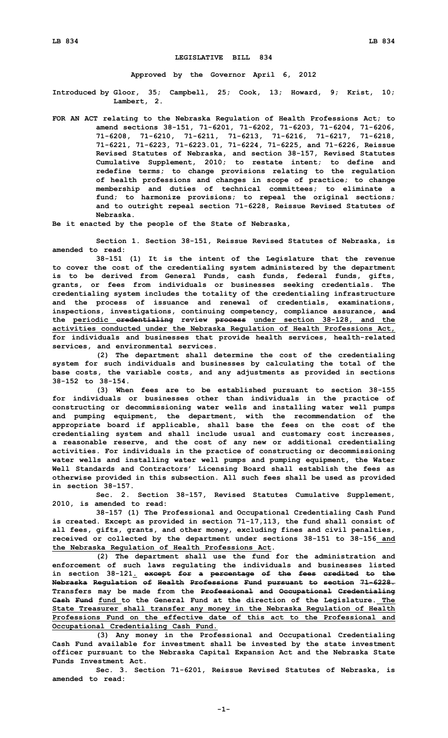**LEGISLATIVE BILL 834**

**Approved by the Governor April 6, 2012**

**Introduced by Gloor, 35; Campbell, 25; Cook, 13; Howard, 9; Krist, 10; Lambert, 2.**

**FOR AN ACT relating to the Nebraska Regulation of Health Professions Act; to amend sections 38-151, 71-6201, 71-6202, 71-6203, 71-6204, 71-6206, 71-6208, 71-6210, 71-6211, 71-6213, 71-6216, 71-6217, 71-6218, 71-6221, 71-6223, 71-6223.01, 71-6224, 71-6225, and 71-6226, Reissue Revised Statutes of Nebraska, and section 38-157, Revised Statutes Cumulative Supplement, 2010; to restate intent; to define and redefine terms; to change provisions relating to the regulation of health professions and changes in scope of practice; to change membership and duties of technical committees; to eliminate a fund; to harmonize provisions; to repeal the original sections; and to outright repeal section 71-6228, Reissue Revised Statutes of Nebraska.**

**Be it enacted by the people of the State of Nebraska,**

**Section 1. Section 38-151, Reissue Revised Statutes of Nebraska, is amended to read:**

**38-151 (1) It is the intent of the Legislature that the revenue to cover the cost of the credentialing system administered by the department is to be derived from General Funds, cash funds, federal funds, gifts, grants, or fees from individuals or businesses seeking credentials. The credentialing system includes the totality of the credentialing infrastructure and the process of issuance and renewal of credentials, examinations, inspections, investigations, continuing competency, compliance assurance, ~~and~~ the periodic ~~credentialing~~ review ~~process~~ under section 38-128, and the activities conducted under the Nebraska Regulation of Health Professions Act, for individuals and businesses that provide health services, health-related services, and environmental services.**

**(2) The department shall determine the cost of the credentialing system for such individuals and businesses by calculating the total of the base costs, the variable costs, and any adjustments as provided in sections 38-152 to 38-154.**

**(3) When fees are to be established pursuant to section 38-155 for individuals or businesses other than individuals in the practice of constructing or decommissioning water wells and installing water well pumps and pumping equipment, the department, with the recommendation of the appropriate board if applicable, shall base the fees on the cost of the credentialing system and shall include usual and customary cost increases, a reasonable reserve, and the cost of any new or additional credentialing activities. For individuals in the practice of constructing or decommissioning water wells and installing water well pumps and pumping equipment, the Water Well Standards and Contractors' Licensing Board shall establish the fees as otherwise provided in this subsection. All such fees shall be used as provided in section 38-157.**

**Sec. 2. Section 38-157, Revised Statutes Cumulative Supplement, 2010, is amended to read:**

**38-157 (1) The Professional and Occupational Credentialing Cash Fund is created. Except as provided in section 71-17,113, the fund shall consist of all fees, gifts, grants, and other money, excluding fines and civil penalties, received or collected by the department under sections 38-151 to 38-156 and the Nebraska Regulation of Health Professions Act.**

**(2) The department shall use the fund for the administration and enforcement of such laws regulating the individuals and businesses listed in section 38-121. ~~except for a percentage of the fees credited to the Nebraska Regulation of Health Professions Fund pursuant to section 71-6228.~~ Transfers may be made from the ~~Professional and Occupational Credentialing Cash Fund~~ fund to the General Fund at the direction of the Legislature. The State Treasurer shall transfer any money in the Nebraska Regulation of Health Professions Fund on the effective date of this act to the Professional and Occupational Credentialing Cash Fund.**

**(3) Any money in the Professional and Occupational Credentialing Cash Fund available for investment shall be invested by the state investment officer pursuant to the Nebraska Capital Expansion Act and the Nebraska State Funds Investment Act.**

**Sec. 3. Section 71-6201, Reissue Revised Statutes of Nebraska, is amended to read:**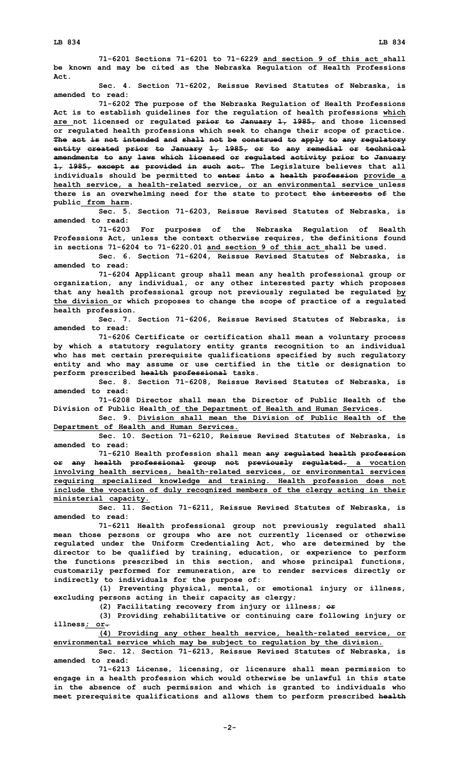71-6201 Sections 71-6201 to 71-6229 and section 9 of this act shall be known and may be cited as the Nebraska Regulation of Health Professions Act.

Sec. 4. Section 71-6202, Reissue Revised Statutes of Nebraska, is amended to read:

71-6202 The purpose of the Nebraska Regulation of Health Professions Act is to establish guidelines for the regulation of health professions which are not licensed or regulated prior to January 1, 1985, and those licensed or regulated health professions which seek to change their scope of practice. The act is not intended and shall not be construed to apply to any regulatory entity created prior to January 1, 1985, or to any remedial or technical amendments to any laws which licensed or regulated activity prior to January 1, 1985, except as provided in such act. The Legislature believes that all individuals should be permitted to enter into a health profession provide a health service, a health-related service, or an environmental service unless there is an overwhelming need for the state to protect the interests of the public from harm.

Sec. 5. Section 71-6203, Reissue Revised Statutes of Nebraska, is amended to read:

71-6203 For purposes of the Nebraska Regulation of Health Professions Act, unless the context otherwise requires, the definitions found in sections 71-6204 to 71-6220.01 and section 9 of this act shall be used.

Sec. 6. Section 71-6204, Reissue Revised Statutes of Nebraska, is amended to read:

71-6204 Applicant group shall mean any health professional group or organization, any individual, or any other interested party which proposes that any health professional group not previously regulated be regulated by the division or which proposes to change the scope of practice of a regulated health profession.

Sec. 7. Section 71-6206, Reissue Revised Statutes of Nebraska, is amended to read:

71-6206 Certificate or certification shall mean a voluntary process by which a statutory regulatory entity grants recognition to an individual who has met certain prerequisite qualifications specified by such regulatory entity and who may assume or use certified in the title or designation to perform prescribed health professional tasks.

Sec. 8. Section 71-6208, Reissue Revised Statutes of Nebraska, is amended to read:

71-6208 Director shall mean the Director of Public Health of the Division of Public Health of the Department of Health and Human Services.

Sec. 9. Division shall mean the Division of Public Health of the Department of Health and Human Services.

Sec. 10. Section 71-6210, Reissue Revised Statutes of Nebraska, is amended to read:

71-6210 Health profession shall mean any regulated health profession or any health professional group not previously regulated. a vocation involving health services, health-related services, or environmental services requiring specialized knowledge and training. Health profession does not include the vocation of duly recognized members of the clergy acting in their ministerial capacity.

Sec. 11. Section 71-6211, Reissue Revised Statutes of Nebraska, is amended to read:

71-6211 Health professional group not previously regulated shall mean those persons or groups who are not currently licensed or otherwise regulated under the Uniform Credentialing Act, who are determined by the director to be qualified by training, education, or experience to perform the functions prescribed in this section, and whose principal functions, customarily performed for remuneration, are to render services directly or indirectly to individuals for the purpose of:

(1) Preventing physical, mental, or emotional injury or illness, excluding persons acting in their capacity as clergy;

(2) Facilitating recovery from injury or illness; or

(3) Providing rehabilitative or continuing care following injury or illness; or.

(4) Providing any other health service, health-related service, or environmental service which may be subject to regulation by the division.

Sec. 12. Section 71-6213, Reissue Revised Statutes of Nebraska, is amended to read:

71-6213 License, licensing, or licensure shall mean permission to engage in a health profession which would otherwise be unlawful in this state in the absence of such permission and which is granted to individuals who meet prerequisite qualifications and allows them to perform prescribed health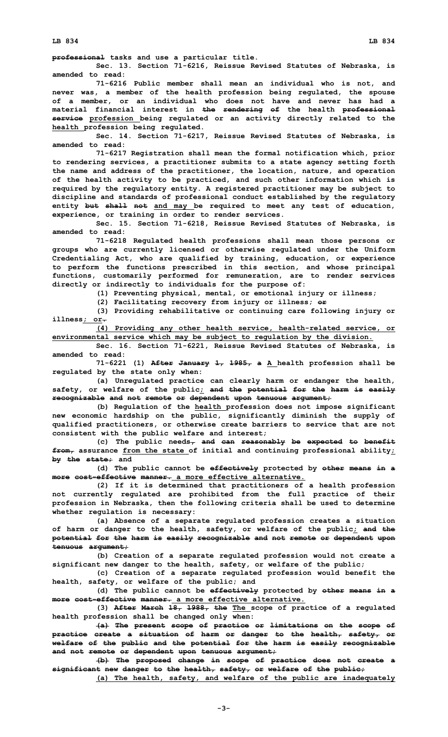~~professional~~ tasks and use a particular title.

Sec. 13. Section 71-6216, Reissue Revised Statutes of Nebraska, is amended to read:

71-6216 Public member shall mean an individual who is not, and never was, a member of the health profession being regulated, the spouse of a member, or an individual who does not have and never has had a material financial interest in ~~the rendering of~~ the health ~~professional service~~ <u>profession</u> being regulated or an activity directly related to the <u>health</u> profession being regulated.

Sec. 14. Section 71-6217, Reissue Revised Statutes of Nebraska, is amended to read:

71-6217 Registration shall mean the formal notification which, prior to rendering services, a practitioner submits to a state agency setting forth the name and address of the practitioner, the location, nature, and operation of the health activity to be practiced, and such other information which is required by the regulatory entity. A registered practitioner may be subject to discipline and standards of professional conduct established by the regulatory entity ~~but shall not~~ <u>and may</u> be required to meet any test of education, experience, or training in order to render services.

Sec. 15. Section 71-6218, Reissue Revised Statutes of Nebraska, is amended to read:

71-6218 Regulated health professions shall mean those persons or groups who are currently licensed or otherwise regulated under the Uniform Credentialing Act, who are qualified by training, education, or experience to perform the functions prescribed in this section, and whose principal functions, customarily performed for remuneration, are to render services directly or indirectly to individuals for the purpose of:

(1) Preventing physical, mental, or emotional injury or illness;

(2) Facilitating recovery from injury or illness; ~~or~~

(3) Providing rehabilitative or continuing care following injury or illness<u>; or</u>~~.~~

<u>(4) Providing any other health service, health-related service, or environmental service which may be subject to regulation by the division.</u>

Sec. 16. Section 71-6221, Reissue Revised Statutes of Nebraska, is amended to read:

71-6221 (1) ~~After January 1, 1985, a~~ <u>A</u> health profession shall be regulated by the state only when:

(a) Unregulated practice can clearly harm or endanger the health, safety, or welfare of the public<u>;</u> ~~and the potential for the harm is easily recognizable and not remote or dependent upon tenuous argument;~~

(b) Regulation of the <u>health</u> profession does not impose significant new economic hardship on the public, significantly diminish the supply of qualified practitioners, or otherwise create barriers to service that are not consistent with the public welfare and interest;

(c) The public needs~~, and can reasonably be expected to benefit from,~~ assurance <u>from the state</u> of initial and continuing professional ability<u>;</u> ~~by the state;~~ and

(d) The public cannot be ~~effectively~~ protected by ~~other means in a more cost-effective manner.~~ <u>a more effective alternative.</u>

(2) If it is determined that practitioners of a health profession not currently regulated are prohibited from the full practice of their profession in Nebraska, then the following criteria shall be used to determine whether regulation is necessary:

(a) Absence of a separate regulated profession creates a situation of harm or danger to the health, safety, or welfare of the public<u>;</u> ~~and the potential for the harm is easily recognizable and not remote or dependent upon tenuous argument;~~

(b) Creation of a separate regulated profession would not create a significant new danger to the health, safety, or welfare of the public;

(c) Creation of a separate regulated profession would benefit the health, safety, or welfare of the public; and

(d) The public cannot be ~~effectively~~ protected by ~~other means in a more cost-effective manner.~~ <u>a more effective alternative.</u>

(3) ~~After March 18, 1988, the~~ <u>The</u> scope of practice of a regulated health profession shall be changed only when:

~~(a) The present scope of practice or limitations on the scope of practice create a situation of harm or danger to the health, safety, or welfare of the public and the potential for the harm is easily recognizable and not remote or dependent upon tenuous argument;~~

~~(b) The proposed change in scope of practice does not create a significant new danger to the health, safety, or welfare of the public;~~

<u>(a) The health, safety, and welfare of the public are inadequately</u>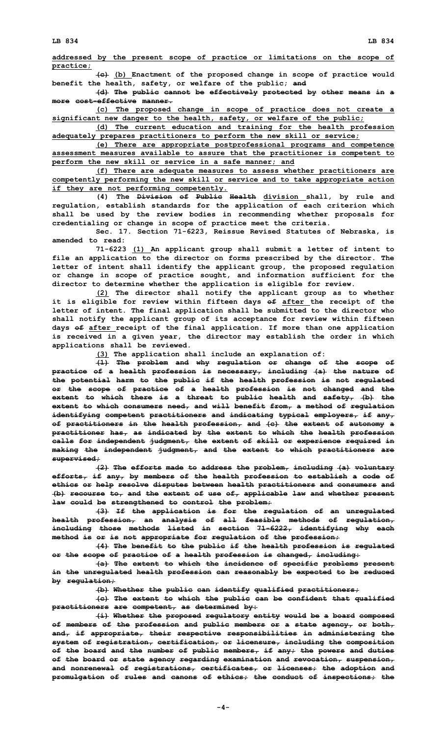**addressed by the present scope of practice or limitations on the scope of practice;**

~~(c)~~ (b) Enactment of the proposed change in scope of practice would benefit the health, safety, or welfare of the public; ~~and~~

~~(d) The public cannot be effectively protected by other means in a more cost-effective manner.~~

(c) The proposed change in scope of practice does not create a significant new danger to the health, safety, or welfare of the public;

(d) The current education and training for the health profession adequately prepares practitioners to perform the new skill or service;

(e) There are appropriate postprofessional programs and competence assessment measures available to assure that the practitioner is competent to perform the new skill or service in a safe manner; and

(f) There are adequate measures to assess whether practitioners are competently performing the new skill or service and to take appropriate action if they are not performing competently.

(4) The ~~Division of Public Health~~ division shall, by rule and regulation, establish standards for the application of each criterion which shall be used by the review bodies in recommending whether proposals for credentialing or change in scope of practice meet the criteria.

Sec. 17. Section 71-6223, Reissue Revised Statutes of Nebraska, is amended to read:

71-6223 (1) An applicant group shall submit a letter of intent to file an application to the director on forms prescribed by the director. The letter of intent shall identify the applicant group, the proposed regulation or change in scope of practice sought, and information sufficient for the director to determine whether the application is eligible for review.

(2) The director shall notify the applicant group as to whether it is eligible for review within fifteen days ~~of~~ after the receipt of the letter of intent. The final application shall be submitted to the director who shall notify the applicant group of its acceptance for review within fifteen days ~~of~~ after receipt of the final application. If more than one application is received in a given year, the director may establish the order in which applications shall be reviewed.

(3) The application shall include an explanation of:

~~(1) The problem and why regulation or change of the scope of practice of a health profession is necessary, including (a) the nature of the potential harm to the public if the health profession is not regulated or the scope of practice of a health profession is not changed and the extent to which there is a threat to public health and safety, (b) the extent to which consumers need, and will benefit from, a method of regulation identifying competent practitioners and indicating typical employers, if any, of practitioners in the health profession, and (c) the extent of autonomy a practitioner has, as indicated by the extent to which the health profession calls for independent judgment, the extent of skill or experience required in making the independent judgment, and the extent to which practitioners are supervised;~~

~~(2) The efforts made to address the problem, including (a) voluntary efforts, if any, by members of the health profession to establish a code of ethics or help resolve disputes between health practitioners and consumers and (b) recourse to, and the extent of use of, applicable law and whether present law could be strengthened to control the problem;~~

~~(3) If the application is for the regulation of an unregulated health profession, an analysis of all feasible methods of regulation, including those methods listed in section 71-6222, identifying why each method is or is not appropriate for regulation of the profession;~~

~~(4) The benefit to the public if the health profession is regulated or the scope of practice of a health profession is changed, including:~~

~~(a) The extent to which the incidence of specific problems present in the unregulated health profession can reasonably be expected to be reduced by regulation;~~

~~(b) Whether the public can identify qualified practitioners;~~

~~(c) The extent to which the public can be confident that qualified practitioners are competent, as determined by:~~

~~(i) Whether the proposed regulatory entity would be a board composed of members of the profession and public members or a state agency, or both, and, if appropriate, their respective responsibilities in administering the system of registration, certification, or licensure, including the composition of the board and the number of public members, if any; the powers and duties of the board or state agency regarding examination and revocation, suspension, and nonrenewal of registrations, certificates, or licenses; the adoption and promulgation of rules and canons of ethics; the conduct of inspections; the~~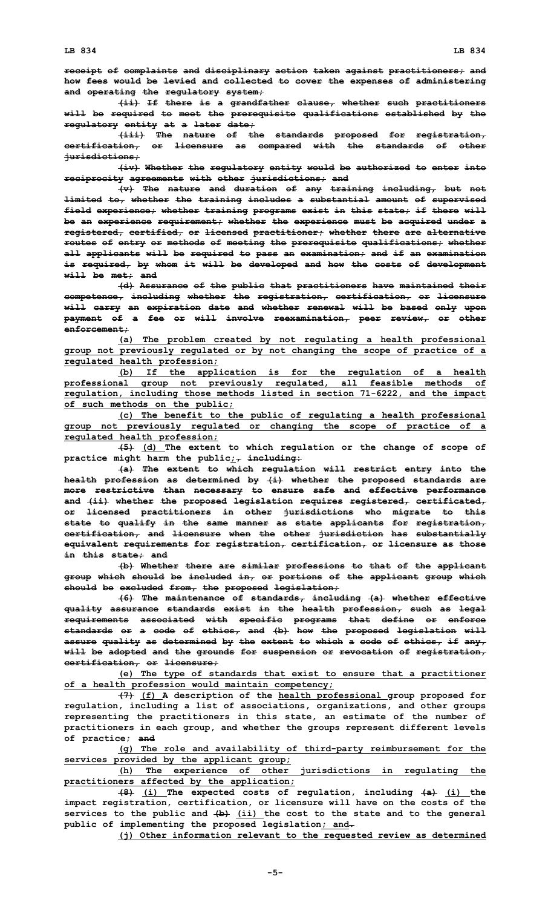receipt of complaints and disciplinary action taken against practitioners; and how fees would be levied and collected to cover the expenses of administering and operating the regulatory system;

(ii) If there is a grandfather clause, whether such practitioners will be required to meet the prerequisite qualifications established by the regulatory entity at a later date;

(iii) The nature of the standards proposed for registration, certification, or licensure as compared with the standards of other jurisdictions;

(iv) Whether the regulatory entity would be authorized to enter into reciprocity agreements with other jurisdictions; and

(v) The nature and duration of any training including, but not limited to, whether the training includes a substantial amount of supervised field experience; whether training programs exist in this state; if there will be an experience requirement; whether the experience must be acquired under a registered, certified, or licensed practitioner; whether there are alternative routes of entry or methods of meeting the prerequisite qualifications; whether all applicants will be required to pass an examination; and if an examination is required, by whom it will be developed and how the costs of development will be met; and

(d) Assurance of the public that practitioners have maintained their competence, including whether the registration, certification, or licensure will carry an expiration date and whether renewal will be based only upon payment of a fee or will involve reexamination, peer review, or other enforcement;

(a) The problem created by not regulating a health professional group not previously regulated or by not changing the scope of practice of a regulated health profession;

(b) If the application is for the regulation of a health professional group not previously regulated, all feasible methods of regulation, including those methods listed in section 71-6222, and the impact of such methods on the public;

(c) The benefit to the public of regulating a health professional group not previously regulated or changing the scope of practice of a regulated health profession;

(5) (d) The extent to which regulation or the change of scope of practice might harm the public;, including:

(a) The extent to which regulation will restrict entry into the health profession as determined by (i) whether the proposed standards are more restrictive than necessary to ensure safe and effective performance and (ii) whether the proposed legislation requires registered, certificated, or licensed practitioners in other jurisdictions who migrate to this state to qualify in the same manner as state applicants for registration, certification, and licensure when the other jurisdiction has substantially equivalent requirements for registration, certification, or licensure as those in this state; and

(b) Whether there are similar professions to that of the applicant group which should be included in, or portions of the applicant group which should be excluded from, the proposed legislation;

(6) The maintenance of standards, including (a) whether effective quality assurance standards exist in the health profession, such as legal requirements associated with specific programs that define or enforce standards or a code of ethics, and (b) how the proposed legislation will assure quality as determined by the extent to which a code of ethics, if any, will be adopted and the grounds for suspension or revocation of registration, certification, or licensure;

(e) The type of standards that exist to ensure that a practitioner of a health profession would maintain competency;

(7) (f) A description of the health professional group proposed for regulation, including a list of associations, organizations, and other groups representing the practitioners in this state, an estimate of the number of practitioners in each group, and whether the groups represent different levels of practice; and

(g) The role and availability of third-party reimbursement for the services provided by the applicant group;

(h) The experience of other jurisdictions in regulating the practitioners affected by the application;

(8) (i) The expected costs of regulation, including (a) (i) the impact registration, certification, or licensure will have on the costs of the services to the public and (b) (ii) the cost to the state and to the general public of implementing the proposed legislation; and.

(j) Other information relevant to the requested review as determined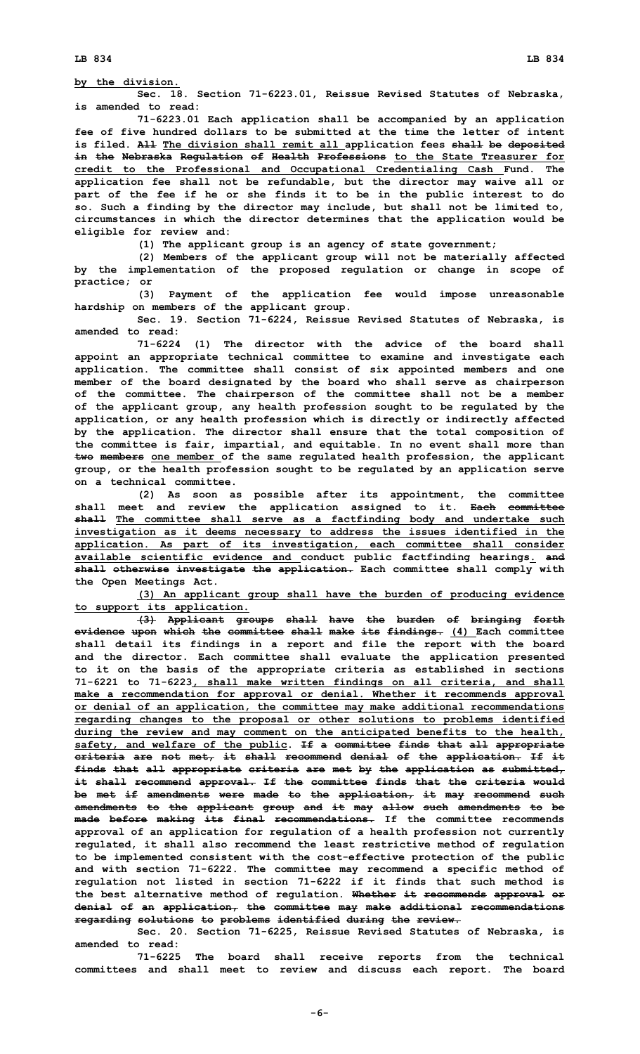<u>by the division.</u>

**Sec. 18.** Section 71-6223.01, Reissue Revised Statutes of Nebraska, is amended to read:

71-6223.01 Each application shall be accompanied by an application fee of five hundred dollars to be submitted at the time the letter of intent is filed. ~~All~~ <u>The division shall remit all</u> application fees ~~shall be deposited in the Nebraska Regulation of Health Professions~~ <u>to the State Treasurer for credit to the Professional and Occupational Credentialing Cash</u> Fund. The application fee shall not be refundable, but the director may waive all or part of the fee if he or she finds it to be in the public interest to do so. Such a finding by the director may include, but shall not be limited to, circumstances in which the director determines that the application would be eligible for review and:

(1) The applicant group is an agency of state government;

(2) Members of the applicant group will not be materially affected by the implementation of the proposed regulation or change in scope of practice; or

(3) Payment of the application fee would impose unreasonable hardship on members of the applicant group.

**Sec. 19.** Section 71-6224, Reissue Revised Statutes of Nebraska, is amended to read:

71-6224 (1) The director with the advice of the board shall appoint an appropriate technical committee to examine and investigate each application. The committee shall consist of six appointed members and one member of the board designated by the board who shall serve as chairperson of the committee. The chairperson of the committee shall not be a member of the applicant group, any health profession sought to be regulated by the application, or any health profession which is directly or indirectly affected by the application. The director shall ensure that the total composition of the committee is fair, impartial, and equitable. In no event shall more than ~~two members~~ <u>one member</u> of the same regulated health profession, the applicant group, or the health profession sought to be regulated by an application serve on a technical committee.

(2) As soon as possible after its appointment, the committee shall meet and review the application assigned to it. ~~Each committee shall~~ <u>The committee shall serve as a factfinding body and undertake such investigation as it deems necessary to address the issues identified in the application. As part of its investigation, each committee shall consider available scientific evidence and</u> conduct public factfinding hearings<u>.</u> ~~and shall otherwise investigate the application.~~ Each committee shall comply with the Open Meetings Act.

<u>(3) An applicant group shall have the burden of producing evidence to support its application.</u>

~~(3) Applicant groups shall have the burden of bringing forth evidence upon which the committee shall make its findings.~~ <u>(4)</u> Each committee shall detail its findings in a report and file the report with the board and the director. Each committee shall evaluate the application presented to it on the basis of the appropriate criteria as established in sections 71-6221 to 71-6223<u>, shall make written findings on all criteria, and shall make a recommendation for approval or denial. Whether it recommends approval or denial of an application, the committee may make additional recommendations regarding changes to the proposal or other solutions to problems identified during the review and may comment on the anticipated benefits to the health, safety, and welfare of the public</u>. ~~If a committee finds that all appropriate criteria are not met, it shall recommend denial of the application. If it finds that all appropriate criteria are met by the application as submitted, it shall recommend approval. If the committee finds that the criteria would be met if amendments were made to the application, it may recommend such amendments to the applicant group and it may allow such amendments to be made before making its final recommendations.~~ If the committee recommends approval of an application for regulation of a health profession not currently regulated, it shall also recommend the least restrictive method of regulation to be implemented consistent with the cost-effective protection of the public and with section 71-6222. The committee may recommend a specific method of regulation not listed in section 71-6222 if it finds that such method is the best alternative method of regulation. ~~Whether it recommends approval or denial of an application, the committee may make additional recommendations regarding solutions to problems identified during the review.~~

**Sec. 20.** Section 71-6225, Reissue Revised Statutes of Nebraska, is amended to read:

71-6225 The board shall receive reports from the technical committees and shall meet to review and discuss each report. The board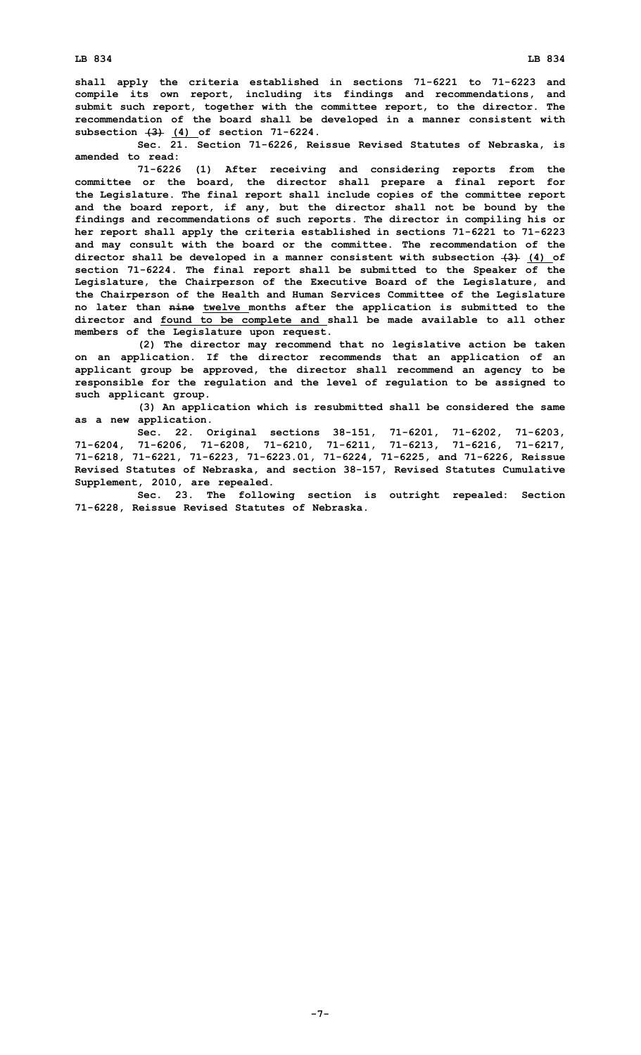shall apply the criteria established in sections 71-6221 to 71-6223 and compile its own report, including its findings and recommendations, and submit such report, together with the committee report, to the director. The recommendation of the board shall be developed in a manner consistent with subsection ~~(3)~~ (4) of section 71-6224.

Sec. 21. Section 71-6226, Reissue Revised Statutes of Nebraska, is amended to read:

71-6226 (1) After receiving and considering reports from the committee or the board, the director shall prepare a final report for the Legislature. The final report shall include copies of the committee report and the board report, if any, but the director shall not be bound by the findings and recommendations of such reports. The director in compiling his or her report shall apply the criteria established in sections 71-6221 to 71-6223 and may consult with the board or the committee. The recommendation of the director shall be developed in a manner consistent with subsection ~~(3)~~ (4) of section 71-6224. The final report shall be submitted to the Speaker of the Legislature, the Chairperson of the Executive Board of the Legislature, and the Chairperson of the Health and Human Services Committee of the Legislature no later than ~~nine~~ twelve months after the application is submitted to the director and found to be complete and shall be made available to all other members of the Legislature upon request.

(2) The director may recommend that no legislative action be taken on an application. If the director recommends that an application of an applicant group be approved, the director shall recommend an agency to be responsible for the regulation and the level of regulation to be assigned to such applicant group.

(3) An application which is resubmitted shall be considered the same as a new application.

Sec. 22. Original sections 38-151, 71-6201, 71-6202, 71-6203, 71-6204, 71-6206, 71-6208, 71-6210, 71-6211, 71-6213, 71-6216, 71-6217, 71-6218, 71-6221, 71-6223, 71-6223.01, 71-6224, 71-6225, and 71-6226, Reissue Revised Statutes of Nebraska, and section 38-157, Revised Statutes Cumulative Supplement, 2010, are repealed.

Sec. 23. The following section is outright repealed: Section 71-6228, Reissue Revised Statutes of Nebraska.